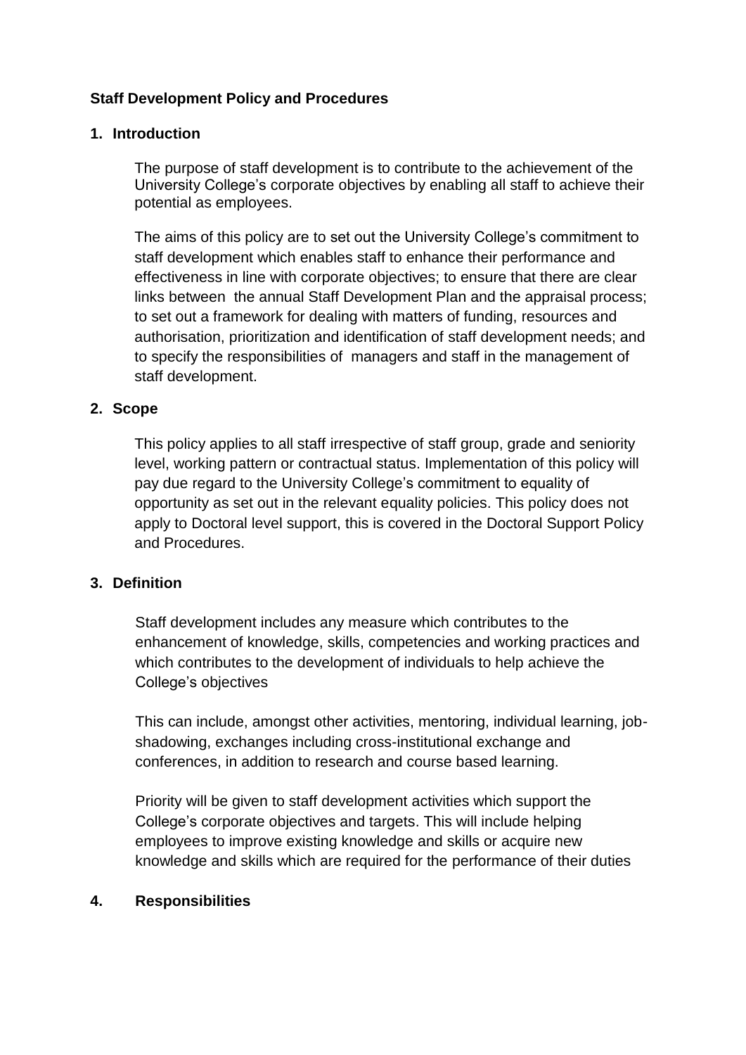**Staff Development Policy and Procedures**

## 1. Introduction

The purpose of staff development is to contribute to the achievement of the University College's corporate objectives by enabling all staff to achieve their potential as employees.

The aims of this policy are to set out the University College's commitment to staff development which enables staff to enhance their performance and effectiveness in line with corporate objectives; to ensure that there are clear links between the annual Staff Development Plan and the appraisal process; to set out a framework for dealing with matters of funding, resources and authorisation, prioritization and identification of staff development needs; and to specify the responsibilities of managers and staff in the management of staff development.

## 2. Scope

This policy applies to all staff irrespective of staff group, grade and seniority level, working pattern or contractual status. Implementation of this policy will pay due regard to the University College's commitment to equality of opportunity as set out in the relevant equality policies. This policy does not apply to Doctoral level support, this is covered in the Doctoral Support Policy and Procedures.

## 3. Definition

Staff development includes any measure which contributes to the enhancement of knowledge, skills, competencies and working practices and which contributes to the development of individuals to help achieve the College's objectives

This can include, amongst other activities, mentoring, individual learning, job-shadowing, exchanges including cross-institutional exchange and conferences, in addition to research and course based learning.

Priority will be given to staff development activities which support the College's corporate objectives and targets. This will include helping employees to improve existing knowledge and skills or acquire new knowledge and skills which are required for the performance of their duties

## 4. Responsibilities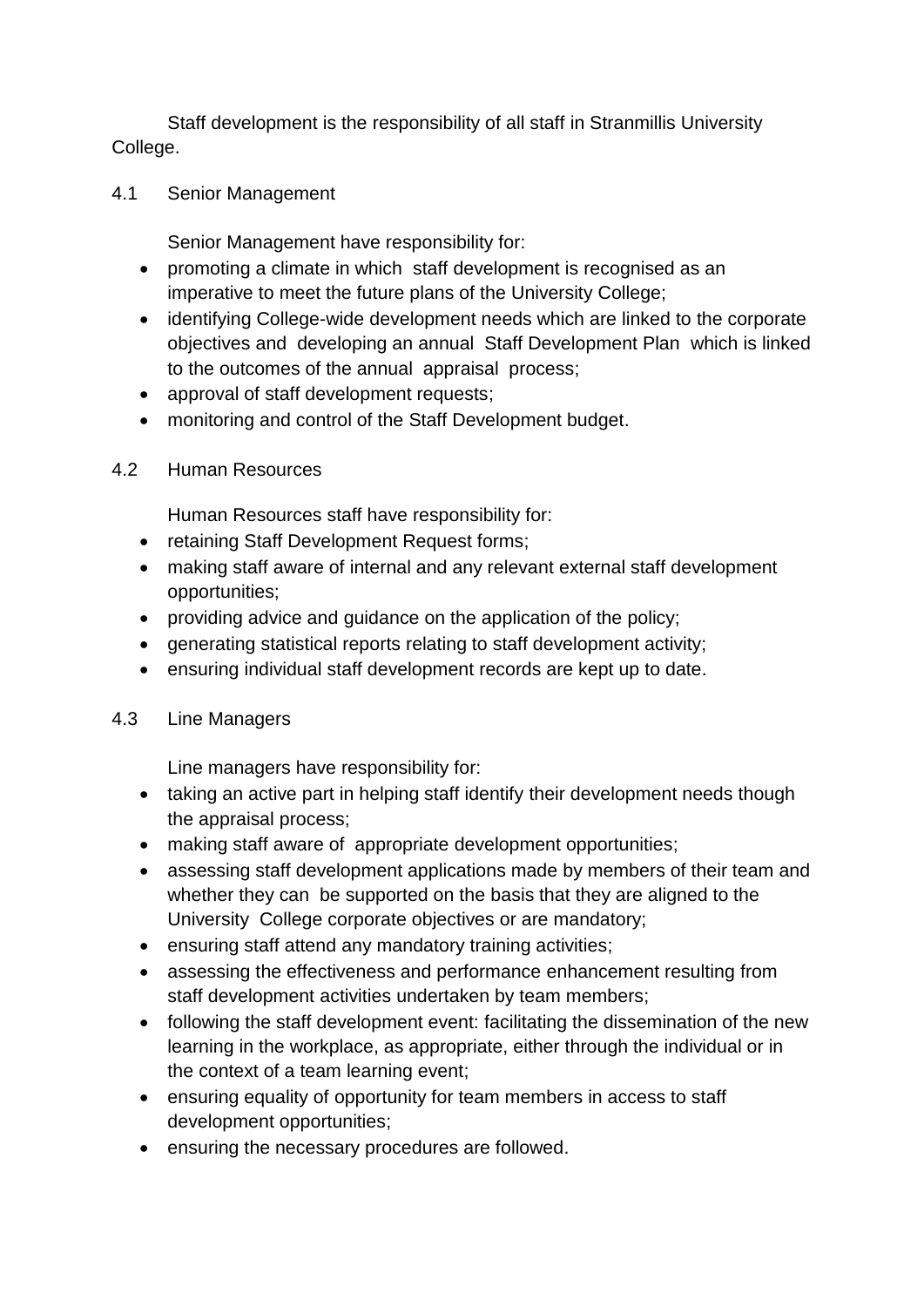Staff development is the responsibility of all staff in Stranmillis University College.

## 4.1 Senior Management

Senior Management have responsibility for:

- promoting a climate in which staff development is recognised as an imperative to meet the future plans of the University College;
- identifying College-wide development needs which are linked to the corporate objectives and developing an annual Staff Development Plan which is linked to the outcomes of the annual appraisal process;
- approval of staff development requests;
- monitoring and control of the Staff Development budget.

## 4.2 Human Resources

Human Resources staff have responsibility for:

- retaining Staff Development Request forms;
- making staff aware of internal and any relevant external staff development opportunities;
- providing advice and guidance on the application of the policy;
- generating statistical reports relating to staff development activity;
- ensuring individual staff development records are kept up to date.

## 4.3 Line Managers

Line managers have responsibility for:

- taking an active part in helping staff identify their development needs though the appraisal process;
- making staff aware of appropriate development opportunities;
- assessing staff development applications made by members of their team and whether they can be supported on the basis that they are aligned to the University College corporate objectives or are mandatory;
- ensuring staff attend any mandatory training activities;
- assessing the effectiveness and performance enhancement resulting from staff development activities undertaken by team members;
- following the staff development event: facilitating the dissemination of the new learning in the workplace, as appropriate, either through the individual or in the context of a team learning event;
- ensuring equality of opportunity for team members in access to staff development opportunities;
- ensuring the necessary procedures are followed.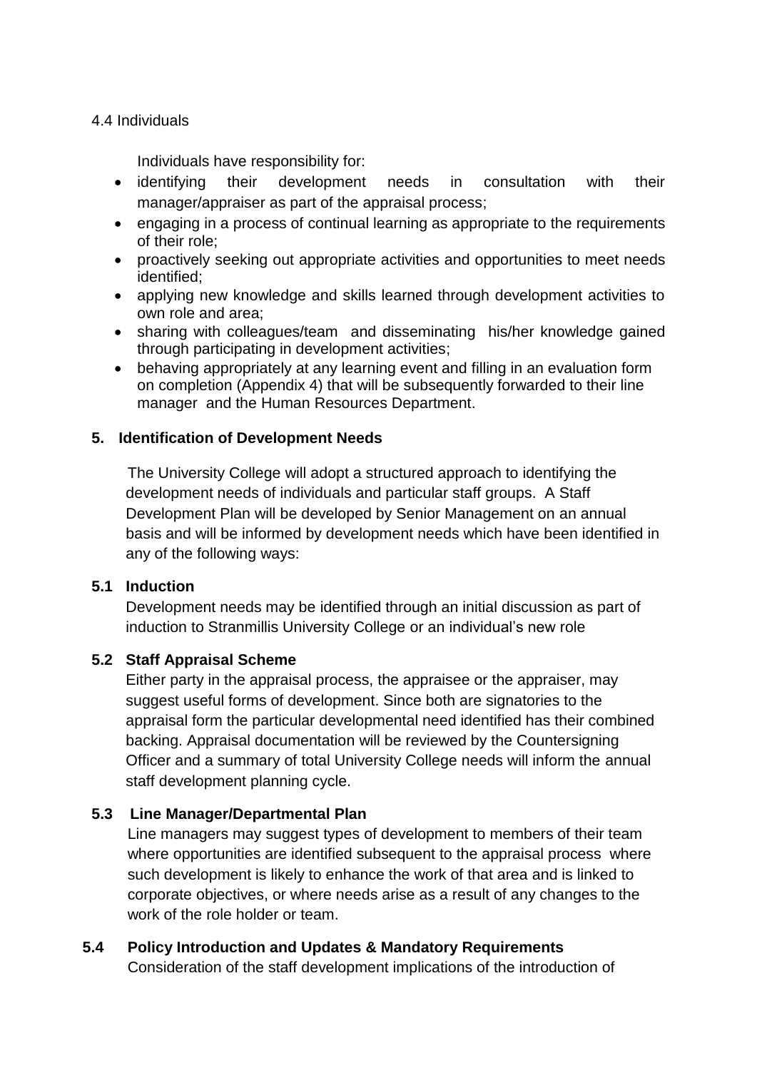### 4.4 Individuals

Individuals have responsibility for:

- identifying their development needs in consultation with their manager/appraiser as part of the appraisal process;
- engaging in a process of continual learning as appropriate to the requirements of their role;
- proactively seeking out appropriate activities and opportunities to meet needs identified;
- applying new knowledge and skills learned through development activities to own role and area;
- sharing with colleagues/team and disseminating his/her knowledge gained through participating in development activities;
- behaving appropriately at any learning event and filling in an evaluation form on completion (Appendix 4) that will be subsequently forwarded to their line manager and the Human Resources Department.

## 5. Identification of Development Needs

The University College will adopt a structured approach to identifying the development needs of individuals and particular staff groups. A Staff Development Plan will be developed by Senior Management on an annual basis and will be informed by development needs which have been identified in any of the following ways:

### 5.1 Induction

Development needs may be identified through an initial discussion as part of induction to Stranmillis University College or an individual's new role

### 5.2 Staff Appraisal Scheme

Either party in the appraisal process, the appraisee or the appraiser, may suggest useful forms of development. Since both are signatories to the appraisal form the particular developmental need identified has their combined backing. Appraisal documentation will be reviewed by the Countersigning Officer and a summary of total University College needs will inform the annual staff development planning cycle.

### 5.3 Line Manager/Departmental Plan

Line managers may suggest types of development to members of their team where opportunities are identified subsequent to the appraisal process where such development is likely to enhance the work of that area and is linked to corporate objectives, or where needs arise as a result of any changes to the work of the role holder or team.

### 5.4 Policy Introduction and Updates & Mandatory Requirements

Consideration of the staff development implications of the introduction of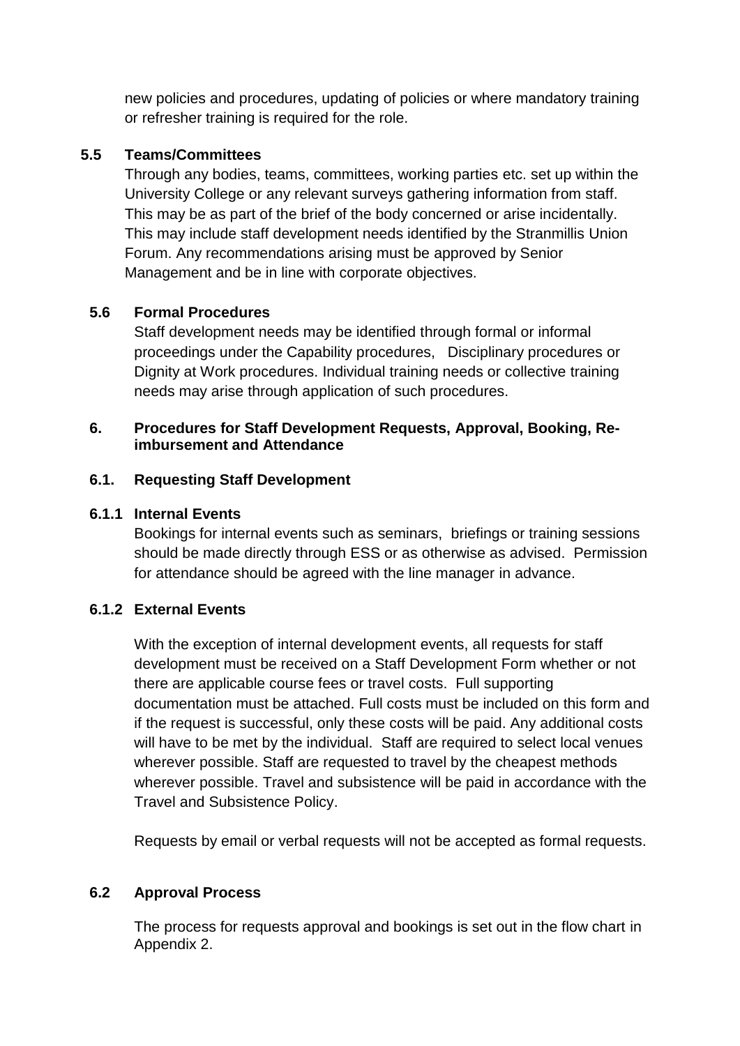new policies and procedures, updating of policies or where mandatory training or refresher training is required for the role.

### 5.5 Teams/Committees

Through any bodies, teams, committees, working parties etc. set up within the University College or any relevant surveys gathering information from staff. This may be as part of the brief of the body concerned or arise incidentally. This may include staff development needs identified by the Stranmillis Union Forum. Any recommendations arising must be approved by Senior Management and be in line with corporate objectives.

### 5.6 Formal Procedures

Staff development needs may be identified through formal or informal proceedings under the Capability procedures, Disciplinary procedures or Dignity at Work procedures. Individual training needs or collective training needs may arise through application of such procedures.

## 6. Procedures for Staff Development Requests, Approval, Booking, Re-imbursement and Attendance

### 6.1. Requesting Staff Development

#### 6.1.1 Internal Events

Bookings for internal events such as seminars, briefings or training sessions should be made directly through ESS or as otherwise as advised. Permission for attendance should be agreed with the line manager in advance.

#### 6.1.2 External Events

With the exception of internal development events, all requests for staff development must be received on a Staff Development Form whether or not there are applicable course fees or travel costs. Full supporting documentation must be attached. Full costs must be included on this form and if the request is successful, only these costs will be paid. Any additional costs will have to be met by the individual. Staff are required to select local venues wherever possible. Staff are requested to travel by the cheapest methods wherever possible. Travel and subsistence will be paid in accordance with the Travel and Subsistence Policy.

Requests by email or verbal requests will not be accepted as formal requests.

### 6.2 Approval Process

The process for requests approval and bookings is set out in the flow chart in Appendix 2.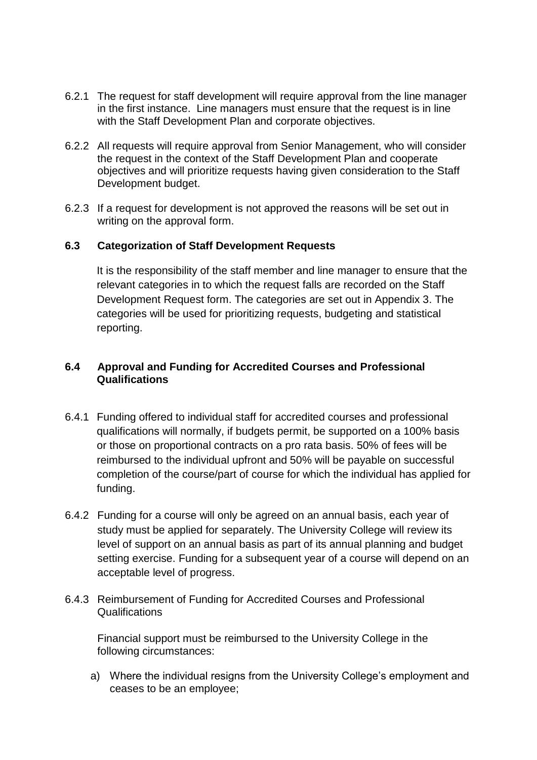6.2.1 The request for staff development will require approval from the line manager in the first instance. Line managers must ensure that the request is in line with the Staff Development Plan and corporate objectives.

6.2.2 All requests will require approval from Senior Management, who will consider the request in the context of the Staff Development Plan and cooperate objectives and will prioritize requests having given consideration to the Staff Development budget.

6.2.3 If a request for development is not approved the reasons will be set out in writing on the approval form.

### 6.3 Categorization of Staff Development Requests

It is the responsibility of the staff member and line manager to ensure that the relevant categories in to which the request falls are recorded on the Staff Development Request form. The categories are set out in Appendix 3. The categories will be used for prioritizing requests, budgeting and statistical reporting.

### 6.4 Approval and Funding for Accredited Courses and Professional Qualifications

6.4.1 Funding offered to individual staff for accredited courses and professional qualifications will normally, if budgets permit, be supported on a 100% basis or those on proportional contracts on a pro rata basis. 50% of fees will be reimbursed to the individual upfront and 50% will be payable on successful completion of the course/part of course for which the individual has applied for funding.

6.4.2 Funding for a course will only be agreed on an annual basis, each year of study must be applied for separately. The University College will review its level of support on an annual basis as part of its annual planning and budget setting exercise. Funding for a subsequent year of a course will depend on an acceptable level of progress.

6.4.3 Reimbursement of Funding for Accredited Courses and Professional Qualifications

Financial support must be reimbursed to the University College in the following circumstances:

a) Where the individual resigns from the University College's employment and ceases to be an employee;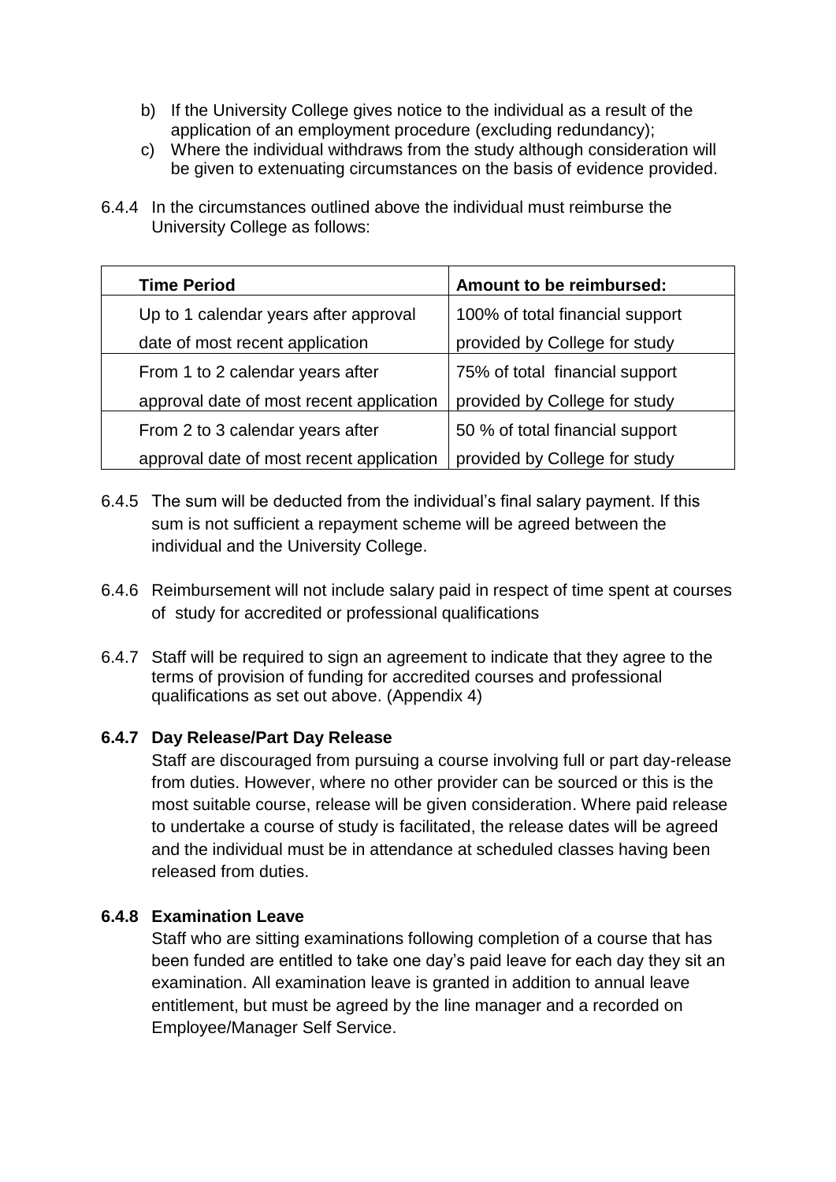b) If the University College gives notice to the individual as a result of the application of an employment procedure (excluding redundancy);
c) Where the individual withdraws from the study although consideration will be given to extenuating circumstances on the basis of evidence provided.

6.4.4 In the circumstances outlined above the individual must reimburse the University College as follows:

| Time Period | Amount to be reimbursed: |
|---|---|
| Up to 1 calendar years after approval date of most recent application | 100% of total financial support provided by College for study |
| From 1 to 2 calendar years after approval date of most recent application | 75% of total financial support provided by College for study |
| From 2 to 3 calendar years after approval date of most recent application | 50 % of total financial support provided by College for study |

6.4.5 The sum will be deducted from the individual's final salary payment. If this sum is not sufficient a repayment scheme will be agreed between the individual and the University College.

6.4.6 Reimbursement will not include salary paid in respect of time spent at courses of study for accredited or professional qualifications

6.4.7 Staff will be required to sign an agreement to indicate that they agree to the terms of provision of funding for accredited courses and professional qualifications as set out above. (Appendix 4)

**6.4.7 Day Release/Part Day Release**

Staff are discouraged from pursuing a course involving full or part day-release from duties. However, where no other provider can be sourced or this is the most suitable course, release will be given consideration. Where paid release to undertake a course of study is facilitated, the release dates will be agreed and the individual must be in attendance at scheduled classes having been released from duties.

**6.4.8 Examination Leave**

Staff who are sitting examinations following completion of a course that has been funded are entitled to take one day's paid leave for each day they sit an examination. All examination leave is granted in addition to annual leave entitlement, but must be agreed by the line manager and a recorded on Employee/Manager Self Service.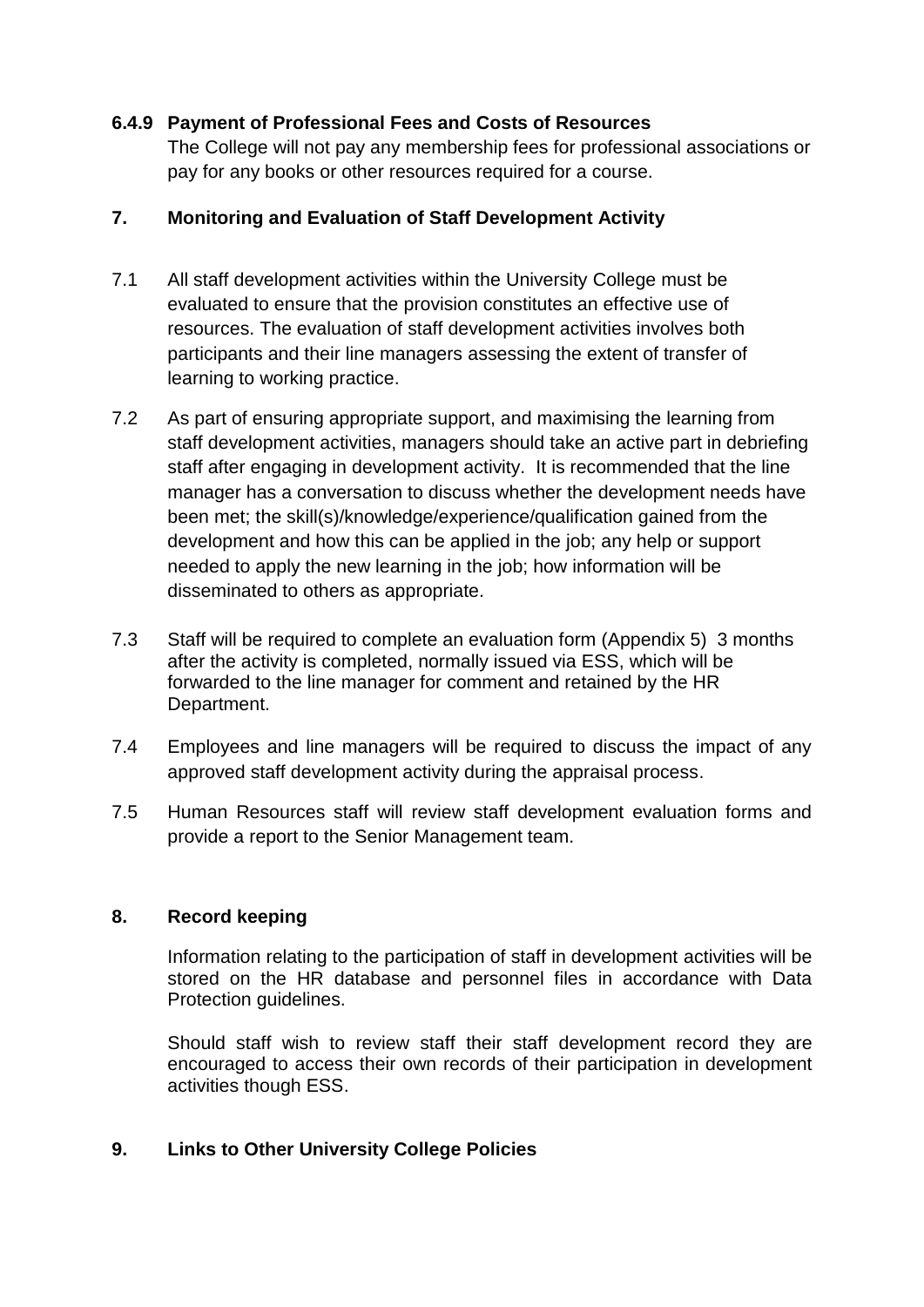**6.4.9 Payment of Professional Fees and Costs of Resources**

The College will not pay any membership fees for professional associations or pay for any books or other resources required for a course.

## 7. Monitoring and Evaluation of Staff Development Activity

7.1 All staff development activities within the University College must be evaluated to ensure that the provision constitutes an effective use of resources. The evaluation of staff development activities involves both participants and their line managers assessing the extent of transfer of learning to working practice.

7.2 As part of ensuring appropriate support, and maximising the learning from staff development activities, managers should take an active part in debriefing staff after engaging in development activity. It is recommended that the line manager has a conversation to discuss whether the development needs have been met; the skill(s)/knowledge/experience/qualification gained from the development and how this can be applied in the job; any help or support needed to apply the new learning in the job; how information will be disseminated to others as appropriate.

7.3 Staff will be required to complete an evaluation form (Appendix 5) 3 months after the activity is completed, normally issued via ESS, which will be forwarded to the line manager for comment and retained by the HR Department.

7.4 Employees and line managers will be required to discuss the impact of any approved staff development activity during the appraisal process.

7.5 Human Resources staff will review staff development evaluation forms and provide a report to the Senior Management team.

## 8. Record keeping

Information relating to the participation of staff in development activities will be stored on the HR database and personnel files in accordance with Data Protection guidelines.

Should staff wish to review staff their staff development record they are encouraged to access their own records of their participation in development activities though ESS.

## 9. Links to Other University College Policies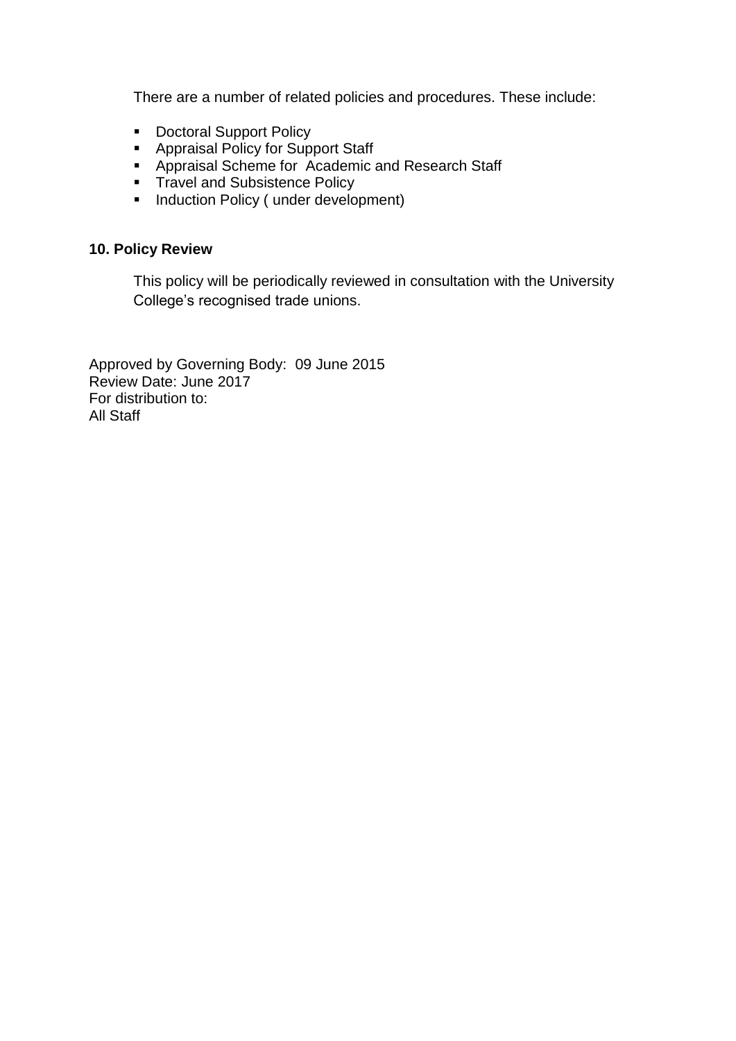There are a number of related policies and procedures. These include:

- Doctoral Support Policy
- Appraisal Policy for Support Staff
- Appraisal Scheme for Academic and Research Staff
- Travel and Subsistence Policy
- Induction Policy ( under development)

## 10. Policy Review

This policy will be periodically reviewed in consultation with the University College's recognised trade unions.

Approved by Governing Body: 09 June 2015
Review Date: June 2017
For distribution to:
All Staff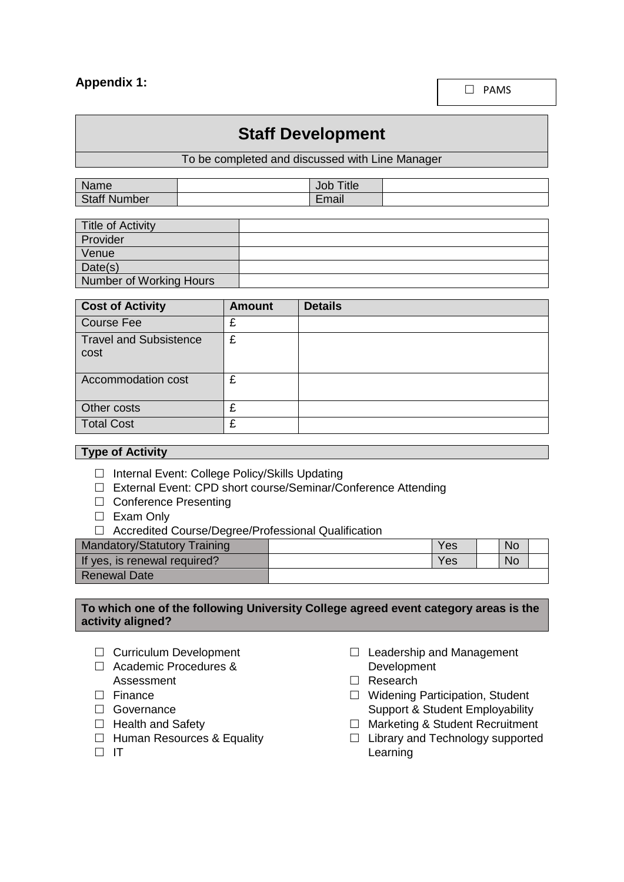**Appendix 1:**

☐ PAMS

## Staff Development

To be completed and discussed with Line Manager

| Name | | Job Title | |
|---|---|---|---|
| Staff Number | | Email | |

| Title of Activity | |
|---|---|
| Provider | |
| Venue | |
| Date(s) | |
| Number of Working Hours | |

| Cost of Activity | Amount | Details |
|---|---|---|
| Course Fee | £ | |
| Travel and Subsistence cost | £ | |
| Accommodation cost | £ | |
| Other costs | £ | |
| Total Cost | £ | |

**Type of Activity**

- ☐ Internal Event: College Policy/Skills Updating
- ☐ External Event: CPD short course/Seminar/Conference Attending
- ☐ Conference Presenting
- ☐ Exam Only
- ☐ Accredited Course/Degree/Professional Qualification

| Mandatory/Statutory Training | | Yes | | No | |
|---|---|---|---|---|---|
| If yes, is renewal required? | | Yes | | No | |
| Renewal Date | | | | | |

**To which one of the following University College agreed event category areas is the activity aligned?**

- ☐ Curriculum Development
- ☐ Academic Procedures & Assessment
- ☐ Finance
- ☐ Governance
- ☐ Health and Safety
- ☐ Human Resources & Equality
- ☐ IT
- ☐ Leadership and Management Development
- ☐ Research
- ☐ Widening Participation, Student Support & Student Employability
- ☐ Marketing & Student Recruitment
- ☐ Library and Technology supported Learning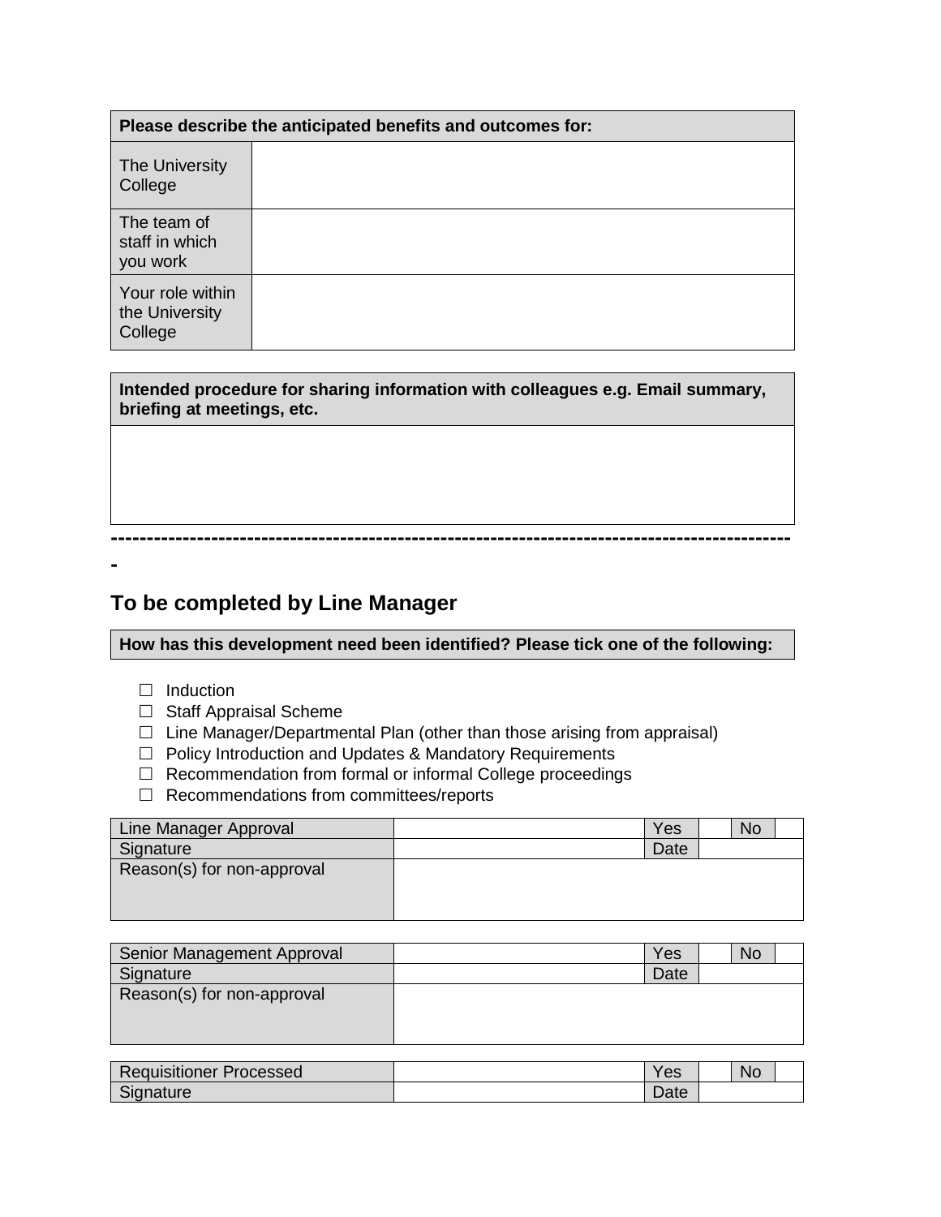| Please describe the anticipated benefits and outcomes for: | |
|---|---|
| The University College | |
| The team of staff in which you work | |
| Your role within the University College | |

| Intended procedure for sharing information with colleagues e.g. Email summary, briefing at meetings, etc. |
|---|
| |

---------------------------------------------------------------------------------------------------

## To be completed by Line Manager

| How has this development need been identified? Please tick one of the following: |
|---|

- ☐ Induction
- ☐ Staff Appraisal Scheme
- ☐ Line Manager/Departmental Plan (other than those arising from appraisal)
- ☐ Policy Introduction and Updates & Mandatory Requirements
- ☐ Recommendation from formal or informal College proceedings
- ☐ Recommendations from committees/reports

| Line Manager Approval | | Yes | | No | |
|---|---|---|---|---|---|
| Signature | | Date | | | |
| Reason(s) for non-approval | | | | | |

| Senior Management Approval | | Yes | | No | |
|---|---|---|---|---|---|
| Signature | | Date | | | |
| Reason(s) for non-approval | | | | | |

| Requisitioner Processed | | Yes | | No | |
|---|---|---|---|---|---|
| Signature | | Date | | | |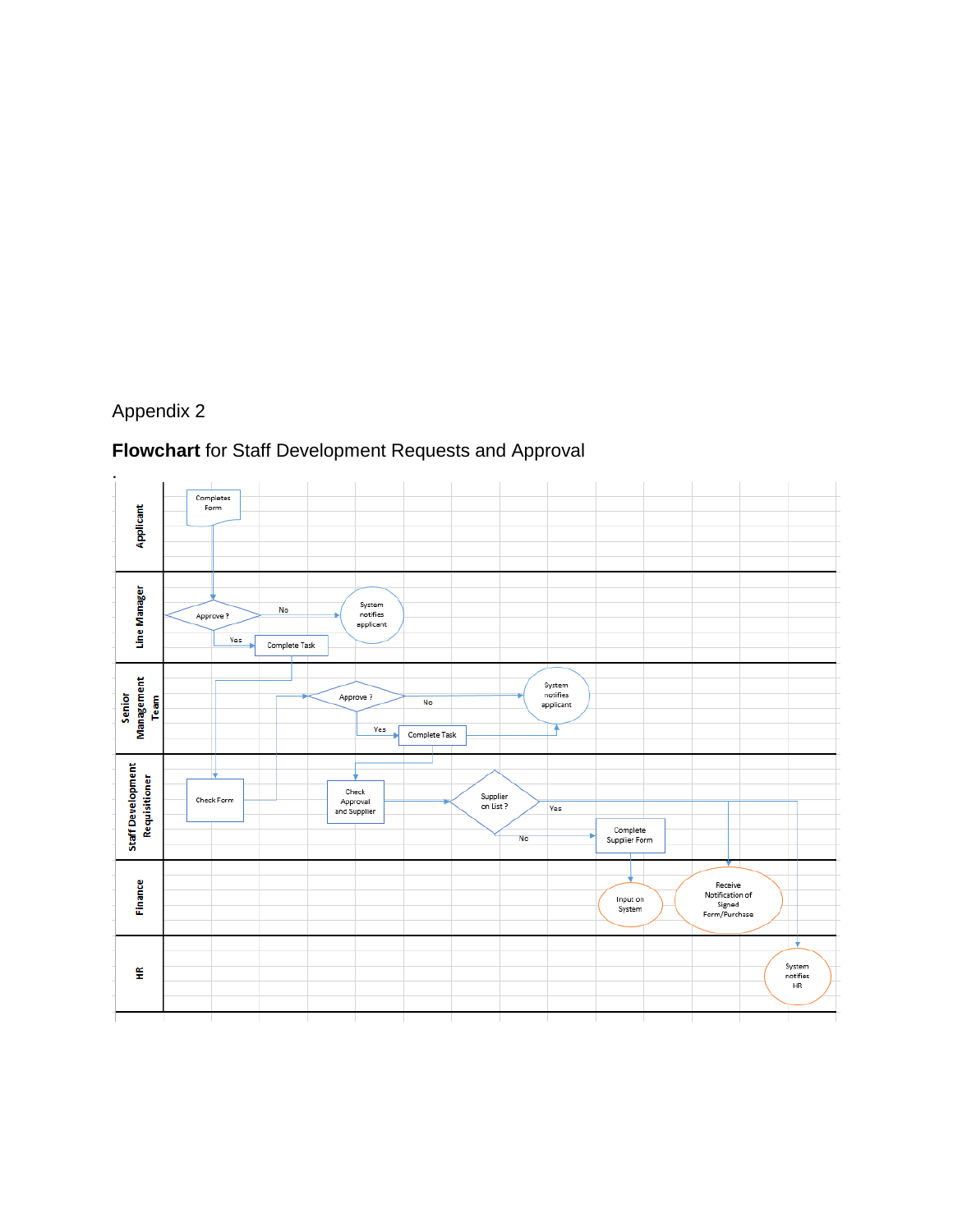Appendix 2

**Flowchart** for Staff Development Requests and Approval

.

Applicant

Completes Form

Line Manager

Approve ?

No

System notifies applicant

Yes

Complete Task

Senior Management Team

Approve ?

No

System notifies applicant

Yes

Complete Task

Staff Development Requisitioner

Check Form

Check Approval and Supplier

Supplier on List ?

Yes

No

Complete Supplier Form

Finance

Input on System

Receive Notification of Signed Form/Purchase

HR

System notifies HR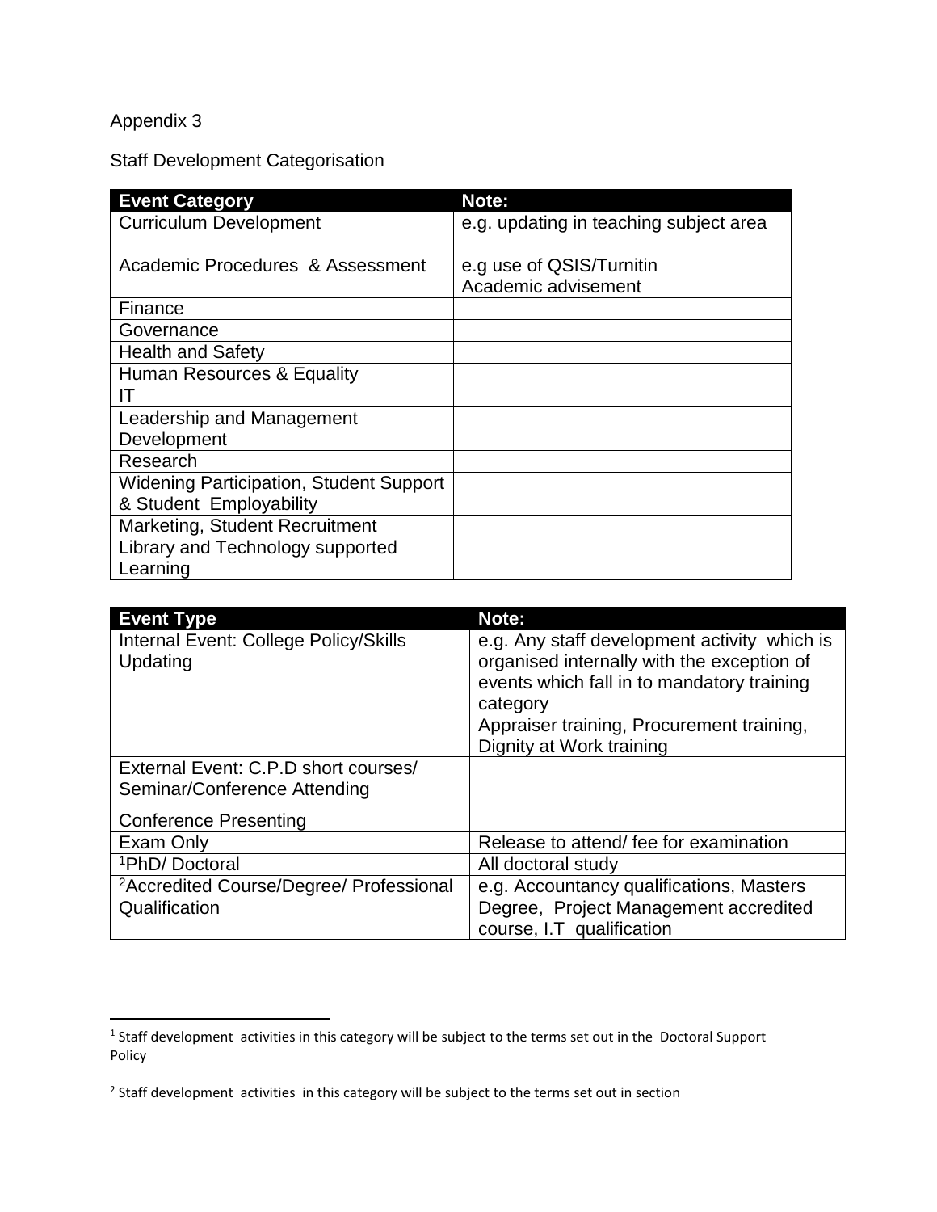Appendix 3

Staff Development Categorisation

| Event Category | Note: |
|---|---|
| Curriculum Development | e.g. updating in teaching subject area |
| Academic Procedures & Assessment | e.g use of QSIS/Turnitin<br>Academic advisement |
| Finance | |
| Governance | |
| Health and Safety | |
| Human Resources & Equality | |
| IT | |
| Leadership and Management Development | |
| Research | |
| Widening Participation, Student Support & Student Employability | |
| Marketing, Student Recruitment | |
| Library and Technology supported Learning | |

| Event Type | Note: |
|---|---|
| Internal Event: College Policy/Skills Updating | e.g. Any staff development activity which is organised internally with the exception of events which fall in to mandatory training category<br>Appraiser training, Procurement training, Dignity at Work training |
| External Event: C.P.D short courses/ Seminar/Conference Attending | |
| Conference Presenting | |
| Exam Only | Release to attend/ fee for examination |
| [1]PhD/ Doctoral | All doctoral study |
| [2]Accredited Course/Degree/ Professional Qualification | e.g. Accountancy qualifications, Masters Degree, Project Management accredited course, I.T qualification |

---

[1] Staff development activities in this category will be subject to the terms set out in the Doctoral Support Policy

[2] Staff development activities in this category will be subject to the terms set out in section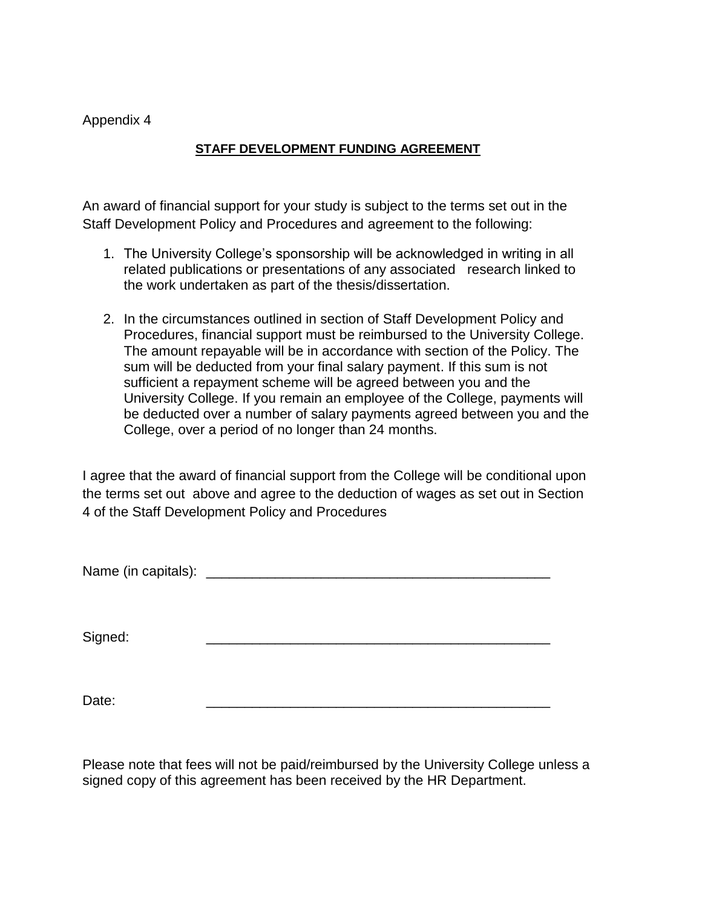Appendix 4

## STAFF DEVELOPMENT FUNDING AGREEMENT

An award of financial support for your study is subject to the terms set out in the Staff Development Policy and Procedures and agreement to the following:

1. The University College's sponsorship will be acknowledged in writing in all related publications or presentations of any associated research linked to the work undertaken as part of the thesis/dissertation.

2. In the circumstances outlined in section of Staff Development Policy and Procedures, financial support must be reimbursed to the University College. The amount repayable will be in accordance with section of the Policy. The sum will be deducted from your final salary payment. If this sum is not sufficient a repayment scheme will be agreed between you and the University College. If you remain an employee of the College, payments will be deducted over a number of salary payments agreed between you and the College, over a period of no longer than 24 months.

I agree that the award of financial support from the College will be conditional upon the terms set out above and agree to the deduction of wages as set out in Section 4 of the Staff Development Policy and Procedures

Name (in capitals): _______________________________________________

Signed: _______________________________________________

Date: _______________________________________________

Please note that fees will not be paid/reimbursed by the University College unless a signed copy of this agreement has been received by the HR Department.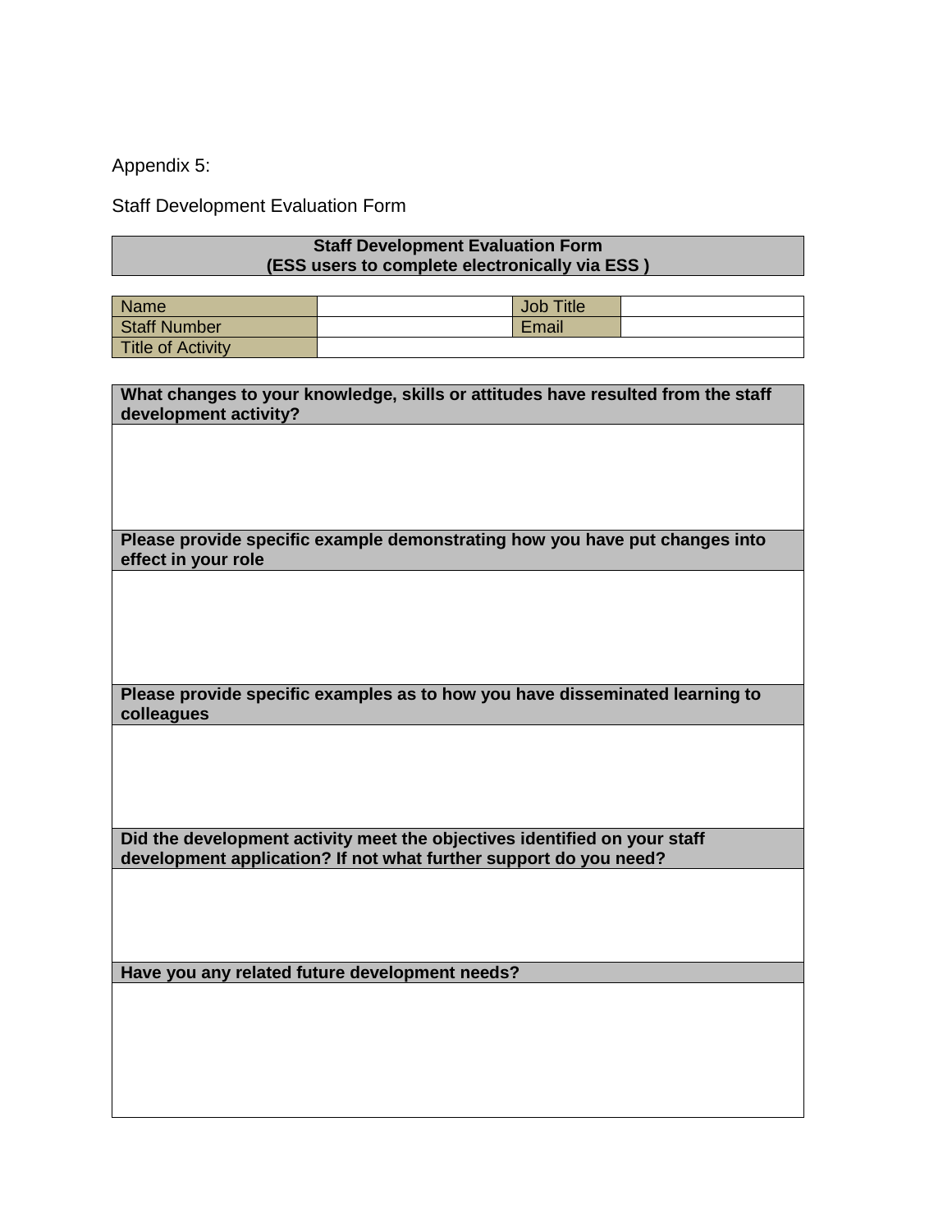Appendix 5:

Staff Development Evaluation Form

| **Staff Development Evaluation Form (ESS users to complete electronically via ESS )** |
| --- |

| | | | |
| --- | --- | --- | --- |
| Name | | Job Title | |
| Staff Number | | Email | |
| Title of Activity | | | |

| **What changes to your knowledge, skills or attitudes have resulted from the staff development activity?** |
| --- |
| |
| **Please provide specific example demonstrating how you have put changes into effect in your role** |
| |
| **Please provide specific examples as to how you have disseminated learning to colleagues** |
| |
| **Did the development activity meet the objectives identified on your staff development application? If not what further support do you need?** |
| |
| **Have you any related future development needs?** |
| |